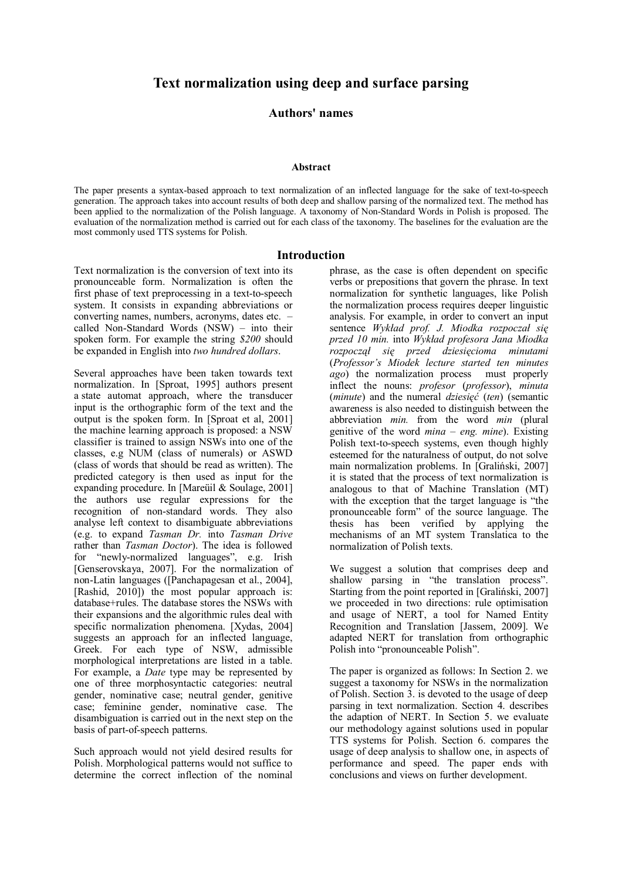# Text normalization using deep and surface parsing

### Authors' names

#### Abstract

The paper presents a syntax-based approach to text normalization of an inflected language for the sake of text-to-speech generation. The approach takes into account results of both deep and shallow parsing of the normalized text. The method has been applied to the normalization of the Polish language. A taxonomy of Non-Standard Words in Polish is proposed. The evaluation of the normalization method is carried out for each class of the taxonomy. The baselines for the evaluation are the most commonly used TTS systems for Polish.

## Introduction

Text normalization is the conversion of text into its pronounceable form. Normalization is often the first phase of text preprocessing in a text-to-speech system. It consists in expanding abbreviations or converting names, numbers, acronyms, dates etc. – called Non-Standard Words (NSW) – into their spoken form. For example the string *$200* should be expanded in English into *two hundred dollars*.

Several approaches have been taken towards text normalization. In [Sproat, 1995] authors present a state automat approach, where the transducer input is the orthographic form of the text and the output is the spoken form. In [Sproat et al, 2001] the machine learning approach is proposed: a NSW classifier is trained to assign NSWs into one of the classes, e.g NUM (class of numerals) or ASWD (class of words that should be read as written). The predicted category is then used as input for the expanding procedure. In [Mareüil & Soulage, 2001] the authors use regular expressions for the recognition of non-standard words. They also analyse left context to disambiguate abbreviations (e.g. to expand *Tasman Dr.* into *Tasman Drive* rather than *Tasman Doctor*). The idea is followed for "newly-normalized languages", e.g. Irish [Genserovskaya, 2007]. For the normalization of non-Latin languages ([Panchapagesan et al., 2004], [Rashid, 2010]) the most popular approach is: database+rules. The database stores the NSWs with their expansions and the algorithmic rules deal with specific normalization phenomena. [Xydas, 2004] suggests an approach for an inflected language, Greek. For each type of NSW, admissible morphological interpretations are listed in a table. For example, a *Date* type may be represented by one of three morphosyntactic categories: neutral gender, nominative case; neutral gender, genitive case; feminine gender, nominative case. The disambiguation is carried out in the next step on the basis of part-of-speech patterns.

Such approach would not yield desired results for Polish. Morphological patterns would not suffice to determine the correct inflection of the nominal phrase, as the case is often dependent on specific verbs or prepositions that govern the phrase. In text normalization for synthetic languages, like Polish the normalization process requires deeper linguistic analysis. For example, in order to convert an input sentence *Wykład prof. J. Miodka rozpoczął się przed 10 min.* into *Wykład profesora Jana Miodka rozpoczął się przed dziesięcioma minutami* (*Professor's Miodek lecture started ten minutes ago*) the normalization process must properly inflect the nouns: *profesor* (*professor*), *minuta* (*minute*) and the numeral *dziesięć* (*ten*) (semantic awareness is also needed to distinguish between the abbreviation *min.* from the word *min* (plural genitive of the word *mina – eng. mine*). Existing Polish text-to-speech systems, even though highly esteemed for the naturalness of output, do not solve main normalization problems. In [Graliński, 2007] it is stated that the process of text normalization is analogous to that of Machine Translation (MT) with the exception that the target language is "the pronounceable form" of the source language. The thesis has been verified by applying the mechanisms of an MT system Translatica to the normalization of Polish texts.

We suggest a solution that comprises deep and shallow parsing in "the translation process". Starting from the point reported in [Graliński, 2007] we proceeded in two directions: rule optimisation and usage of NERT, a tool for Named Entity Recognition and Translation [Jassem, 2009]. We adapted NERT for translation from orthographic Polish into "pronounceable Polish".

The paper is organized as follows: In Section 2. we suggest a taxonomy for NSWs in the normalization of Polish. Section 3. is devoted to the usage of deep parsing in text normalization. Section 4. describes the adaption of NERT. In Section 5. we evaluate our methodology against solutions used in popular TTS systems for Polish. Section 6. compares the usage of deep analysis to shallow one, in aspects of performance and speed. The paper ends with conclusions and views on further development.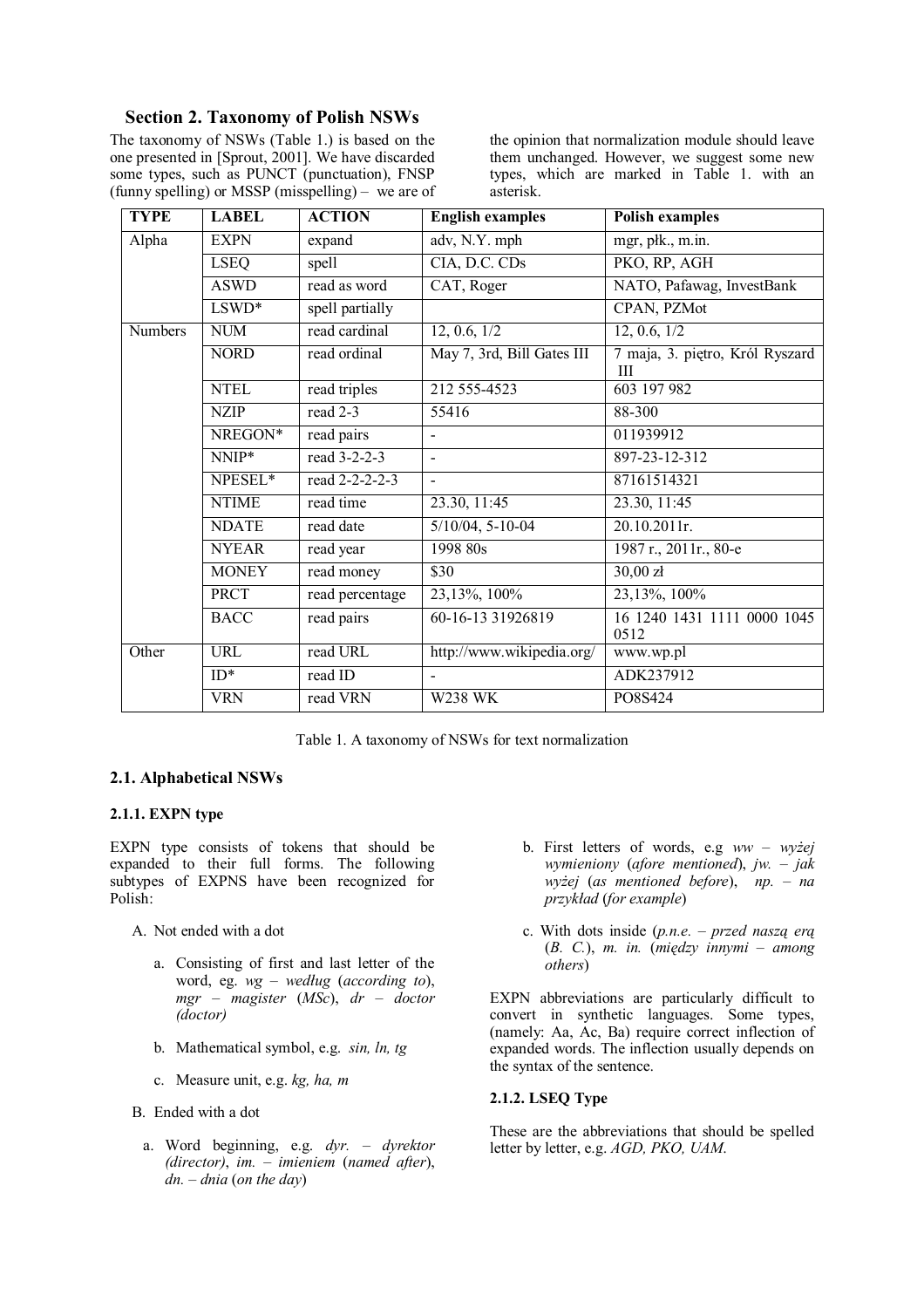## Section 2. Taxonomy of Polish NSWs

The taxonomy of NSWs (Table 1.) is based on the one presented in [Sprout, 2001]. We have discarded some types, such as PUNCT (punctuation), FNSP (funny spelling) or MSSP (misspelling) – we are of the opinion that normalization module should leave them unchanged. However, we suggest some new types, which are marked in Table 1. with an asterisk.

| TYPE | LABEL | ACTION | English examples | Polish examples |
|---|---|---|---|---|
| Alpha | EXPN | expand | adv, N.Y. mph | mgr, płk., m.in. |
| | LSEQ | spell | CIA, D.C. CDs | PKO, RP, AGH |
| | ASWD | read as word | CAT, Roger | NATO, Pafawag, InvestBank |
| | LSWD* | spell partially | | CPAN, PZMot |
| Numbers | NUM | read cardinal | 12, 0.6, 1/2 | 12, 0.6, 1/2 |
| | NORD | read ordinal | May 7, 3rd, Bill Gates III | 7 maja, 3. piętro, Król Ryszard III |
| | NTEL | read triples | 212 555-4523 | 603 197 982 |
| | NZIP | read 2-3 | 55416 | 88-300 |
| | NREGON* | read pairs | - | 011939912 |
| | NNIP* | read 3-2-2-3 | - | 897-23-12-312 |
| | NPESEL* | read 2-2-2-2-3 | - | 87161514321 |
| | NTIME | read time | 23.30, 11:45 | 23.30, 11:45 |
| | NDATE | read date | 5/10/04, 5-10-04 | 20.10.2011r. |
| | NYEAR | read year | 1998 80s | 1987 r., 2011r., 80-e |
| | MONEY | read money | $30 | 30,00 zł |
| | PRCT | read percentage | 23,13%, 100% | 23,13%, 100% |
| | BACC | read pairs | 60-16-13 31926819 | 16 1240 1431 1111 0000 1045 0512 |
| Other | URL | read URL | http://www.wikipedia.org/ | www.wp.pl |
| | ID* | read ID | - | ADK237912 |
| | VRN | read VRN | W238 WK | PO8S424 |

Table 1. A taxonomy of NSWs for text normalization

### 2.1. Alphabetical NSWs

#### 2.1.1. EXPN type

EXPN type consists of tokens that should be expanded to their full forms. The following subtypes of EXPNS have been recognized for Polish:

A. Not ended with a dot

   a. Consisting of first and last letter of the word, eg. *wg – według* (*according to*), *mgr – magister* (*MSc*), *dr – doctor (doctor)*

   b. Mathematical symbol, e.g. *sin, ln, tg*

   c. Measure unit, e.g. *kg, ha, m*

B. Ended with a dot

   a. Word beginning, e.g. *dyr. – dyrektor (director)*, *im. – imieniem* (*named after*), *dn. – dnia* (*on the day*)

   b. First letters of words, e.g *ww – wyżej wymieniony* (*afore mentioned*), *jw. – jak wyżej* (*as mentioned before*), *np. – na przykład* (*for example*)

   c. With dots inside (*p.n.e. – przed naszą erą* (*B. C.*), *m. in.* (*między innymi – among others*)

EXPN abbreviations are particularly difficult to convert in synthetic languages. Some types, (namely: Aa, Ac, Ba) require correct inflection of expanded words. The inflection usually depends on the syntax of the sentence.

#### 2.1.2. LSEQ Type

These are the abbreviations that should be spelled letter by letter, e.g. *AGD, PKO, UAM.*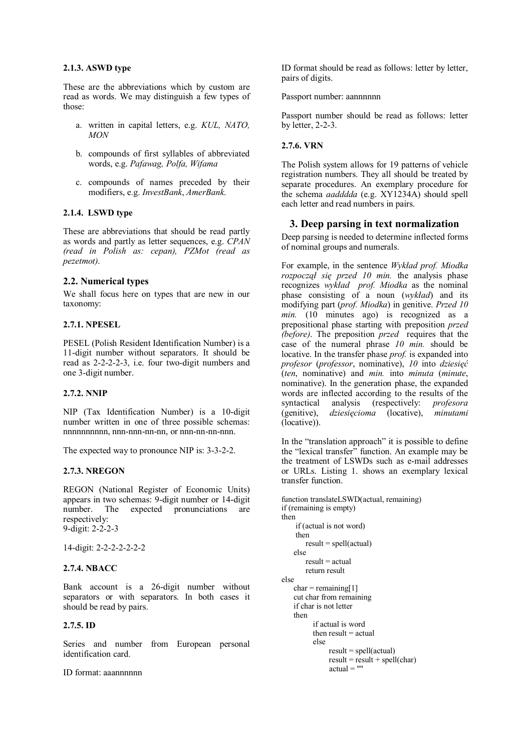#### 2.1.3. ASWD type

These are the abbreviations which by custom are read as words. We may distinguish a few types of those:

a. written in capital letters, e.g. *KUL, NATO, MON*

b. compounds of first syllables of abbreviated words, e.g. *Pafawag, Polfa, Wifama*

c. compounds of names preceded by their modifiers, e.g. *InvestBank*, *AmerBank*.

#### 2.1.4. LSWD type

These are abbreviations that should be read partly as words and partly as letter sequences, e.g. *CPAN (read in Polish as: cepan), PZMot (read as pezetmot)*.

### 2.2. Numerical types

We shall focus here on types that are new in our taxonomy:

#### 2.7.1. NPESEL

PESEL (Polish Resident Identification Number) is a 11-digit number without separators. It should be read as 2-2-2-2-3, i.e. four two-digit numbers and one 3-digit number.

#### 2.7.2. NNIP

NIP (Tax Identification Number) is a 10-digit number written in one of three possible schemas: nnnnnnnnnn, nnn-nnn-nn-nn, or nnn-nn-nn-nnn.

The expected way to pronounce NIP is: 3-3-2-2.

#### 2.7.3. NREGON

REGON (National Register of Economic Units) appears in two schemas: 9-digit number or 14-digit number. The expected pronunciations are respectively:
9-digit: 2-2-2-3

14-digit: 2-2-2-2-2-2-2

#### 2.7.4. NBACC

Bank account is a 26-digit number without separators or with separators. In both cases it should be read by pairs.

#### 2.7.5. ID

Series and number from European personal identification card.

ID format: aaannnnnn

ID format should be read as follows: letter by letter, pairs of digits.

Passport number: aannnnnn

Passport number should be read as follows: letter by letter, 2-2-3.

#### 2.7.6. VRN

The Polish system allows for 19 patterns of vehicle registration numbers. They all should be treated by separate procedures. An exemplary procedure for the schema *aadddda* (e.g. XY1234A) should spell each letter and read numbers in pairs.

## 3. Deep parsing in text normalization

Deep parsing is needed to determine inflected forms of nominal groups and numerals.

For example, in the sentence *Wykład prof. Miodka rozpoczął się przed 10 min.* the analysis phase recognizes *wykład prof. Miodka* as the nominal phase consisting of a noun (*wykład*) and its modifying part (*prof. Miodka*) in genitive. *Przed 10 min.* (10 minutes ago) is recognized as a prepositional phase starting with preposition *przed (before)*. The preposition *przed* requires that the case of the numeral phrase *10 min.* should be locative. In the transfer phase *prof.* is expanded into *profesor* (*professor*, nominative), *10* into *dziesięć* (*ten*, nominative) and *min.* into *minuta* (*minute*, nominative). In the generation phase, the expanded words are inflected according to the results of the syntactical analysis (respectively: *profesora* (genitive), *dziesięcioma* (locative), *minutami* (locative)).

In the "translation approach" it is possible to define the "lexical transfer" function. An example may be the treatment of LSWDs such as e-mail addresses or URLs. Listing 1. shows an exemplary lexical transfer function.

```
function translateLSWD(actual, remaining)
if (remaining is empty)
then
    if (actual is not word)
    then
        result = spell(actual)
    else
        result = actual
        return result
else
    char = remaining[1]
    cut char from remaining
    if char is not letter
    then
            if actual is word
            then result = actual
            else
                    result = spell(actual)
                    result = result + spell(char)
                    actual = ""
```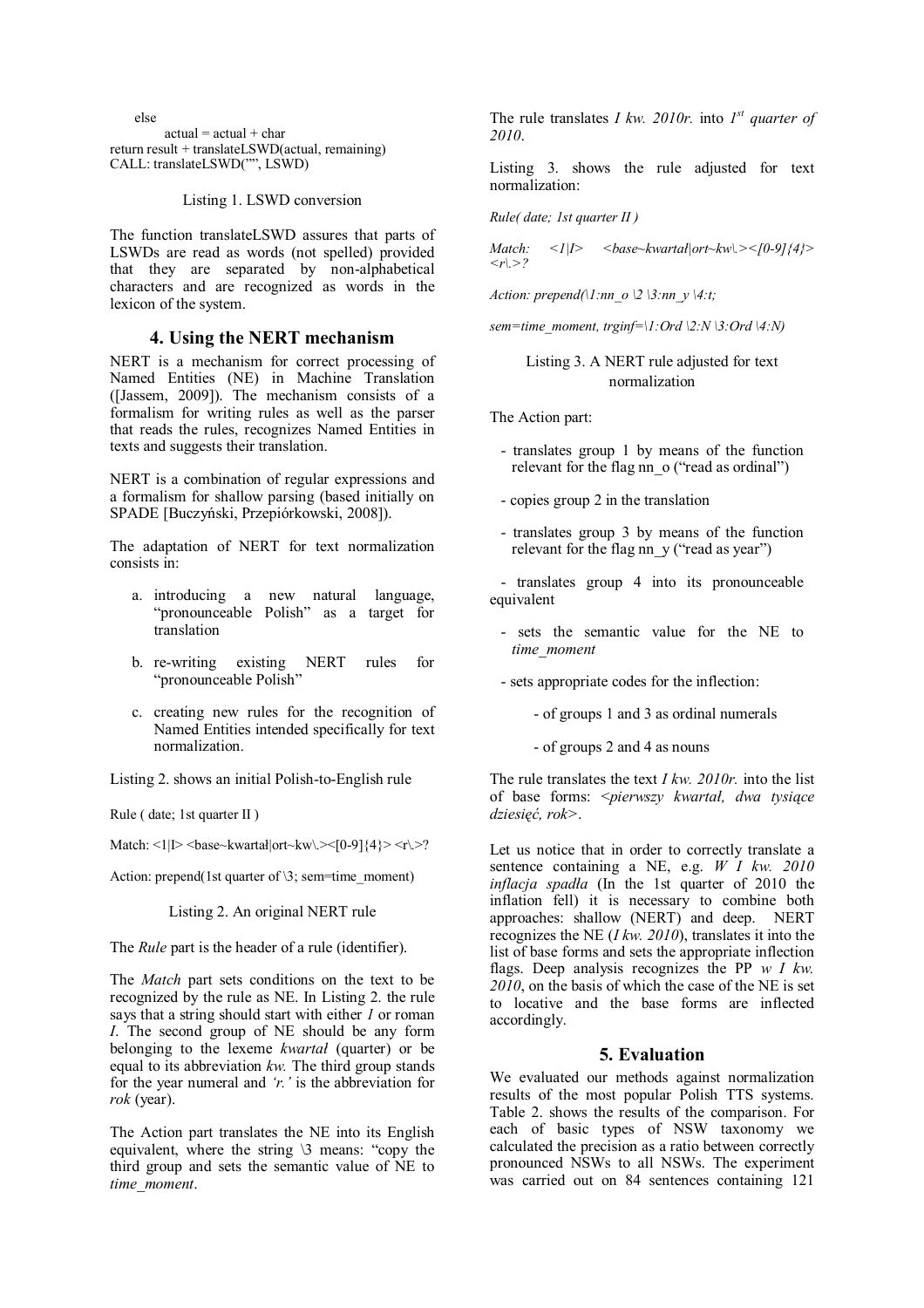```
    else
        actual = actual + char
return result + translateLSWD(actual, remaining)
CALL: translateLSWD("", LSWD)
```

Listing 1. LSWD conversion

The function translateLSWD assures that parts of LSWDs are read as words (not spelled) provided that they are separated by non-alphabetical characters and are recognized as words in the lexicon of the system.

## 4. Using the NERT mechanism

NERT is a mechanism for correct processing of Named Entities (NE) in Machine Translation ([Jassem, 2009]). The mechanism consists of a formalism for writing rules as well as the parser that reads the rules, recognizes Named Entities in texts and suggests their translation.

NERT is a combination of regular expressions and a formalism for shallow parsing (based initially on SPADE [Buczyński, Przepiórkowski, 2008]).

The adaptation of NERT for text normalization consists in:

a. introducing a new natural language, "pronounceable Polish" as a target for translation
b. re-writing existing NERT rules for "pronounceable Polish"
c. creating new rules for the recognition of Named Entities intended specifically for text normalization.

Listing 2. shows an initial Polish-to-English rule

```
Rule ( date; 1st quarter II )

Match: <1|I> <base~kwartał|ort~kw\.><[0-9]{4}> <r\.>?

Action: prepend(1st quarter of \3; sem=time_moment)
```

Listing 2. An original NERT rule

The *Rule* part is the header of a rule (identifier).

The *Match* part sets conditions on the text to be recognized by the rule as NE. In Listing 2. the rule says that a string should start with either *1* or roman *I*. The second group of NE should be any form belonging to the lexeme *kwartał* (quarter) or be equal to its abbreviation *kw.* The third group stands for the year numeral and *'r.'* is the abbreviation for *rok* (year).

The Action part translates the NE into its English equivalent, where the string \3 means: "copy the third group and sets the semantic value of NE to *time_moment*.

The rule translates *I kw. 2010r.* into *1st quarter of 2010*.

Listing 3. shows the rule adjusted for text normalization:

```
Rule( date; 1st quarter II )

Match: <1|I> <base~kwartał|ort~kw\.><[0-9]{4}> <r\.>?

Action: prepend(\1:nn_o \2 \3:nn_y \4:t;

sem=time_moment, trginf=\1:Ord \2:N \3:Ord \4:N)
```

Listing 3. A NERT rule adjusted for text normalization

The Action part:

- translates group 1 by means of the function relevant for the flag nn_o ("read as ordinal")
- copies group 2 in the translation
- translates group 3 by means of the function relevant for the flag nn_y ("read as year")
- translates group 4 into its pronounceable equivalent
- sets the semantic value for the NE to *time_moment*
- sets appropriate codes for the inflection:
  - of groups 1 and 3 as ordinal numerals
  - of groups 2 and 4 as nouns

The rule translates the text *I kw. 2010r.* into the list of base forms: *<pierwszy kwartał, dwa tysiące dziesięć, rok>*.

Let us notice that in order to correctly translate a sentence containing a NE, e.g. *W I kw. 2010 inflacja spadła* (In the 1st quarter of 2010 the inflation fell) it is necessary to combine both approaches: shallow (NERT) and deep. NERT recognizes the NE (*I kw. 2010*), translates it into the list of base forms and sets the appropriate inflection flags. Deep analysis recognizes the PP *w I kw. 2010*, on the basis of which the case of the NE is set to locative and the base forms are inflected accordingly.

## 5. Evaluation

We evaluated our methods against normalization results of the most popular Polish TTS systems. Table 2. shows the results of the comparison. For each of basic types of NSW taxonomy we calculated the precision as a ratio between correctly pronounced NSWs to all NSWs. The experiment was carried out on 84 sentences containing 121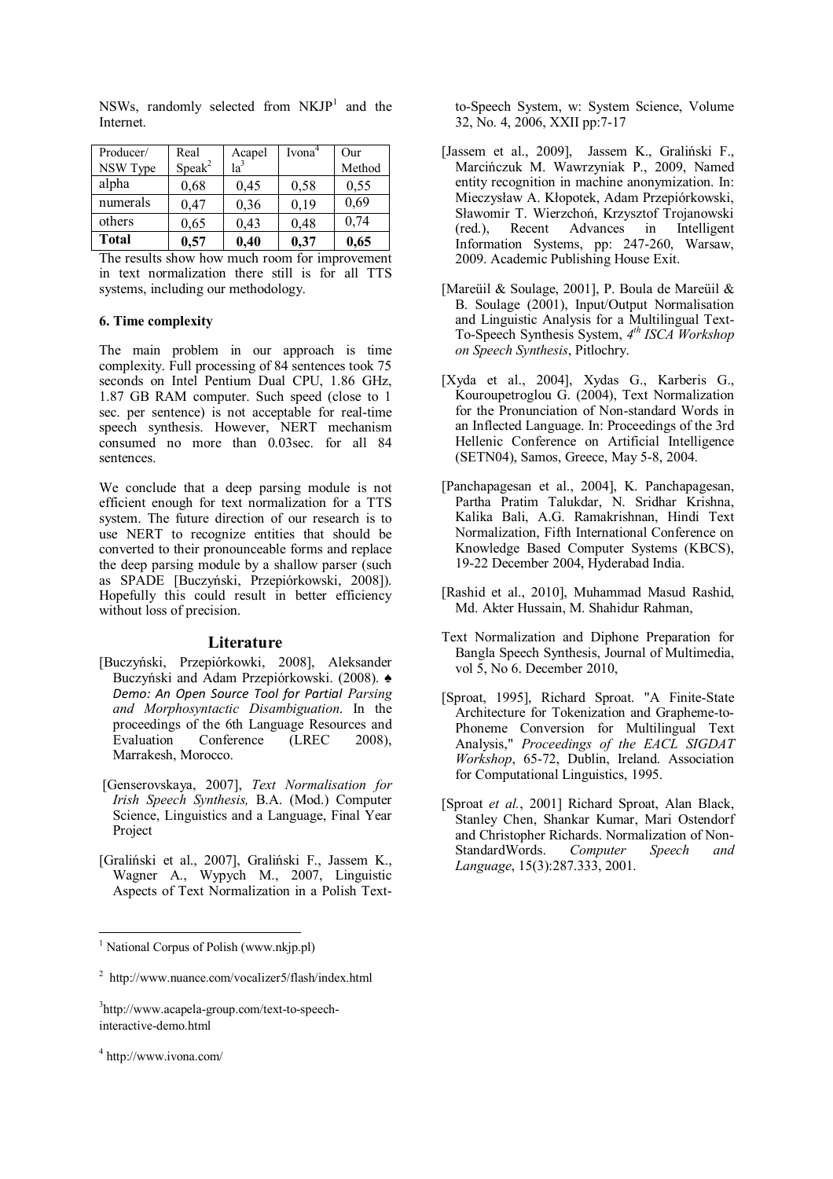NSWs, randomly selected from NKJP[1] and the Internet.

| Producer/ NSW Type | Real Speak[2] | Acapella[3] | Ivona[4] | Our Method |
|---|---|---|---|---|
| alpha | 0,68 | 0,45 | 0,58 | 0,55 |
| numerals | 0,47 | 0,36 | 0,19 | 0,69 |
| others | 0,65 | 0,43 | 0,48 | 0,74 |
| **Total** | **0,57** | **0,40** | **0,37** | **0,65** |

The results show how much room for improvement in text normalization there still is for all TTS systems, including our methodology.

### 6. Time complexity

The main problem in our approach is time complexity. Full processing of 84 sentences took 75 seconds on Intel Pentium Dual CPU, 1.86 GHz, 1.87 GB RAM computer. Such speed (close to 1 sec. per sentence) is not acceptable for real-time speech synthesis. However, NERT mechanism consumed no more than 0.03sec. for all 84 sentences.

We conclude that a deep parsing module is not efficient enough for text normalization for a TTS system. The future direction of our research is to use NERT to recognize entities that should be converted to their pronounceable forms and replace the deep parsing module by a shallow parser (such as SPADE [Buczyński, Przepiórkowski, 2008]). Hopefully this could result in better efficiency without loss of precision.

## Literature

[Buczyński, Przepiórkowki, 2008], Aleksander Buczyński and Adam Przepiórkowski. (2008). ♠ *Demo: An Open Source Tool for Partial Parsing and Morphosyntactic Disambiguation*. In the proceedings of the 6th Language Resources and Evaluation Conference (LREC 2008), Marrakesh, Morocco.

[Genserovskaya, 2007], *Text Normalisation for Irish Speech Synthesis,* B.A. (Mod.) Computer Science, Linguistics and a Language, Final Year Project

[Graliński et al., 2007], Graliński F., Jassem K., Wagner A., Wypych M., 2007, Linguistic Aspects of Text Normalization in a Polish Text-to-Speech System, w: System Science, Volume 32, No. 4, 2006, XXII pp:7-17

[Jassem et al., 2009], Jassem K., Graliński F., Marcińczuk M. Wawrzyniak P., 2009, Named entity recognition in machine anonymization. In: Mieczysław A. Kłopotek, Adam Przepiórkowski, Sławomir T. Wierzchoń, Krzysztof Trojanowski (red.), Recent Advances in Intelligent Information Systems, pp: 247-260, Warsaw, 2009. Academic Publishing House Exit.

[Mareüil & Soulage, 2001], P. Boula de Mareüil & B. Soulage (2001), Input/Output Normalisation and Linguistic Analysis for a Multilingual Text-To-Speech Synthesis System, *4th ISCA Workshop on Speech Synthesis*, Pitlochry.

[Xyda et al., 2004], Xydas G., Karberis G., Kouroupetroglou G. (2004), Text Normalization for the Pronunciation of Non-standard Words in an Inflected Language. In: Proceedings of the 3rd Hellenic Conference on Artificial Intelligence (SETN04), Samos, Greece, May 5-8, 2004.

[Panchapagesan et al., 2004], K. Panchapagesan, Partha Pratim Talukdar, N. Sridhar Krishna, Kalika Bali, A.G. Ramakrishnan, Hindi Text Normalization, Fifth International Conference on Knowledge Based Computer Systems (KBCS), 19-22 December 2004, Hyderabad India.

[Rashid et al., 2010], Muhammad Masud Rashid, Md. Akter Hussain, M. Shahidur Rahman,

Text Normalization and Diphone Preparation for Bangla Speech Synthesis, Journal of Multimedia, vol 5, No 6. December 2010,

[Sproat, 1995], Richard Sproat. "A Finite-State Architecture for Tokenization and Grapheme-to-Phoneme Conversion for Multilingual Text Analysis," *Proceedings of the EACL SIGDAT Workshop*, 65-72, Dublin, Ireland. Association for Computational Linguistics, 1995.

[Sproat *et al.*, 2001] Richard Sproat, Alan Black, Stanley Chen, Shankar Kumar, Mari Ostendorf and Christopher Richards. Normalization of Non-StandardWords. *Computer Speech and Language*, 15(3):287.333, 2001.

---

[1] National Corpus of Polish (www.nkjp.pl)

[2] http://www.nuance.com/vocalizer5/flash/index.html

[3] http://www.acapela-group.com/text-to-speech-interactive-demo.html

[4] http://www.ivona.com/